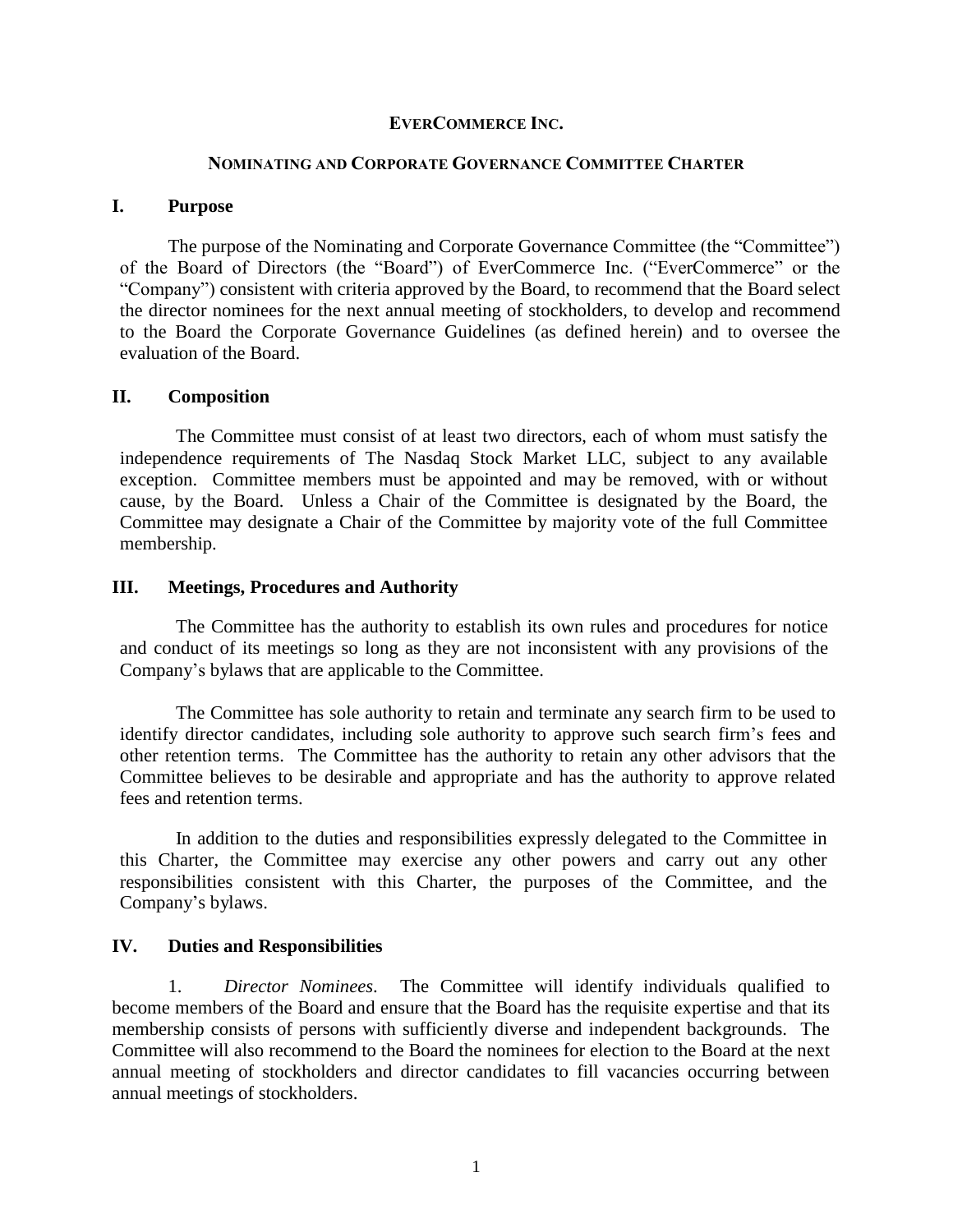# **EverCommerce Inc.**

## **Nominating and Corporate Governance Committee Charter**

### **I. Purpose**

The purpose of the Nominating and Corporate Governance Committee (the "Committee") of the Board of Directors (the "Board") of EverCommerce Inc. ("EverCommerce" or the "Company") consistent with criteria approved by the Board, to recommend that the Board select the director nominees for the next annual meeting of stockholders, to develop and recommend to the Board the Corporate Governance Guidelines (as defined herein) and to oversee the evaluation of the Board.

### **II. Composition**

The Committee must consist of at least two directors, each of whom must satisfy the independence requirements of The Nasdaq Stock Market LLC, subject to any available exception. Committee members must be appointed and may be removed, with or without cause, by the Board. Unless a Chair of the Committee is designated by the Board, the Committee may designate a Chair of the Committee by majority vote of the full Committee membership.

### **III. Meetings, Procedures and Authority**

The Committee has the authority to establish its own rules and procedures for notice and conduct of its meetings so long as they are not inconsistent with any provisions of the Company's bylaws that are applicable to the Committee.

The Committee has sole authority to retain and terminate any search firm to be used to identify director candidates, including sole authority to approve such search firm's fees and other retention terms. The Committee has the authority to retain any other advisors that the Committee believes to be desirable and appropriate and has the authority to approve related fees and retention terms.

In addition to the duties and responsibilities expressly delegated to the Committee in this Charter, the Committee may exercise any other powers and carry out any other responsibilities consistent with this Charter, the purposes of the Committee, and the Company's bylaws.

### **IV. Duties and Responsibilities**

1. *Director Nominees.* The Committee will identify individuals qualified to become members of the Board and ensure that the Board has the requisite expertise and that its membership consists of persons with sufficiently diverse and independent backgrounds. The Committee will also recommend to the Board the nominees for election to the Board at the next annual meeting of stockholders and director candidates to fill vacancies occurring between annual meetings of stockholders.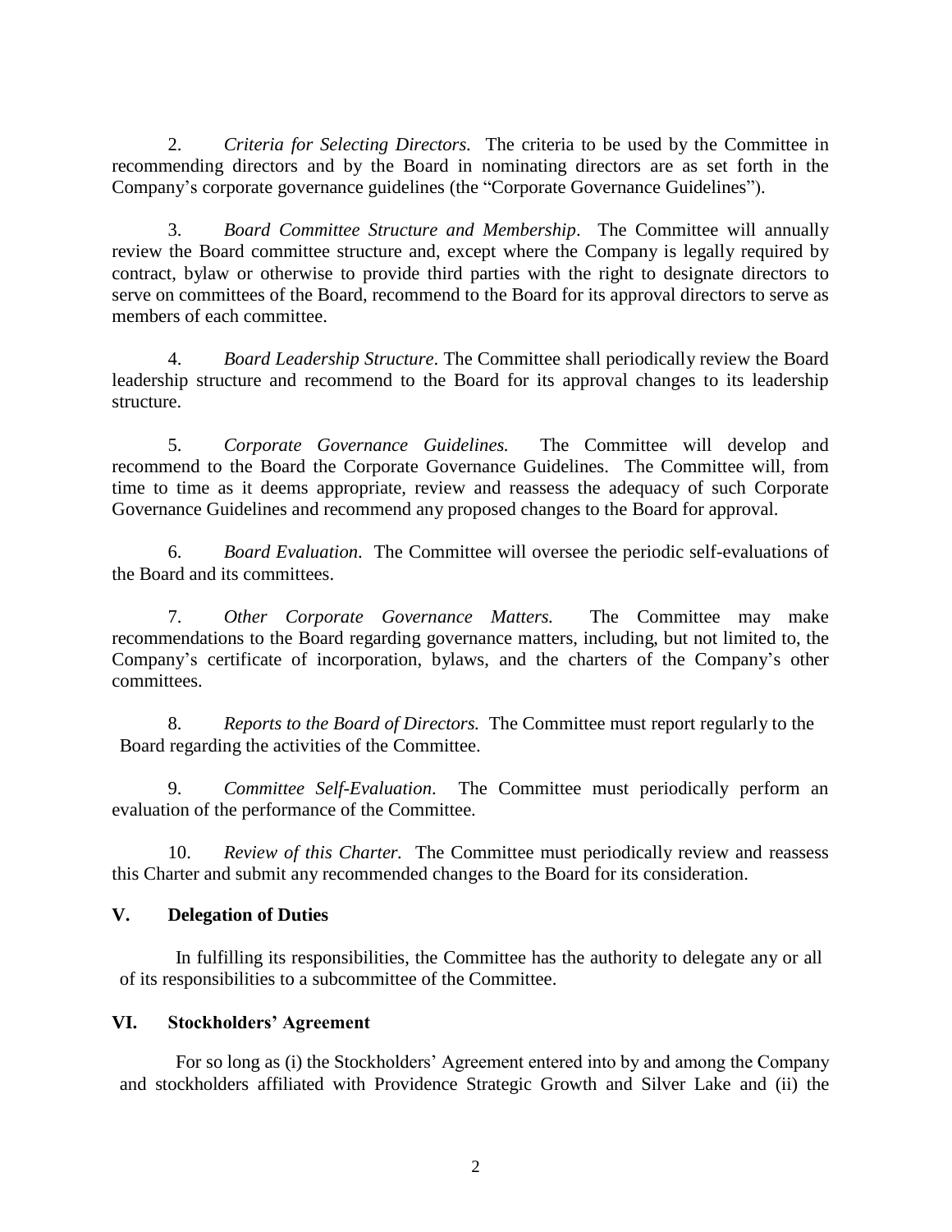2. *Criteria for Selecting Directors.* The criteria to be used by the Committee in recommending directors and by the Board in nominating directors are as set forth in the Company's corporate governance guidelines (the "Corporate Governance Guidelines").

3. *Board Committee Structure and Membership*. The Committee will annually review the Board committee structure and, except where the Company is legally required by contract, bylaw or otherwise to provide third parties with the right to designate directors to serve on committees of the Board, recommend to the Board for its approval directors to serve as members of each committee.

4. *Board Leadership Structure*. The Committee shall periodically review the Board leadership structure and recommend to the Board for its approval changes to its leadership structure.

5. *Corporate Governance Guidelines.* The Committee will develop and recommend to the Board the Corporate Governance Guidelines. The Committee will, from time to time as it deems appropriate, review and reassess the adequacy of such Corporate Governance Guidelines and recommend any proposed changes to the Board for approval.

6. *Board Evaluation.* The Committee will oversee the periodic self-evaluations of the Board and its committees.

7. *Other Corporate Governance Matters.* The Committee may make recommendations to the Board regarding governance matters, including, but not limited to, the Company's certificate of incorporation, bylaws, and the charters of the Company's other committees.

8. *Reports to the Board of Directors.* The Committee must report regularly to the Board regarding the activities of the Committee.

9. *Committee Self-Evaluation*. The Committee must periodically perform an evaluation of the performance of the Committee.

10. *Review of this Charter.* The Committee must periodically review and reassess this Charter and submit any recommended changes to the Board for its consideration.

## V. Delegation of Duties

In fulfilling its responsibilities, the Committee has the authority to delegate any or all of its responsibilities to a subcommittee of the Committee.

## VI. Stockholders' Agreement

For so long as (i) the Stockholders' Agreement entered into by and among the Company and stockholders affiliated with Providence Strategic Growth and Silver Lake and (ii) the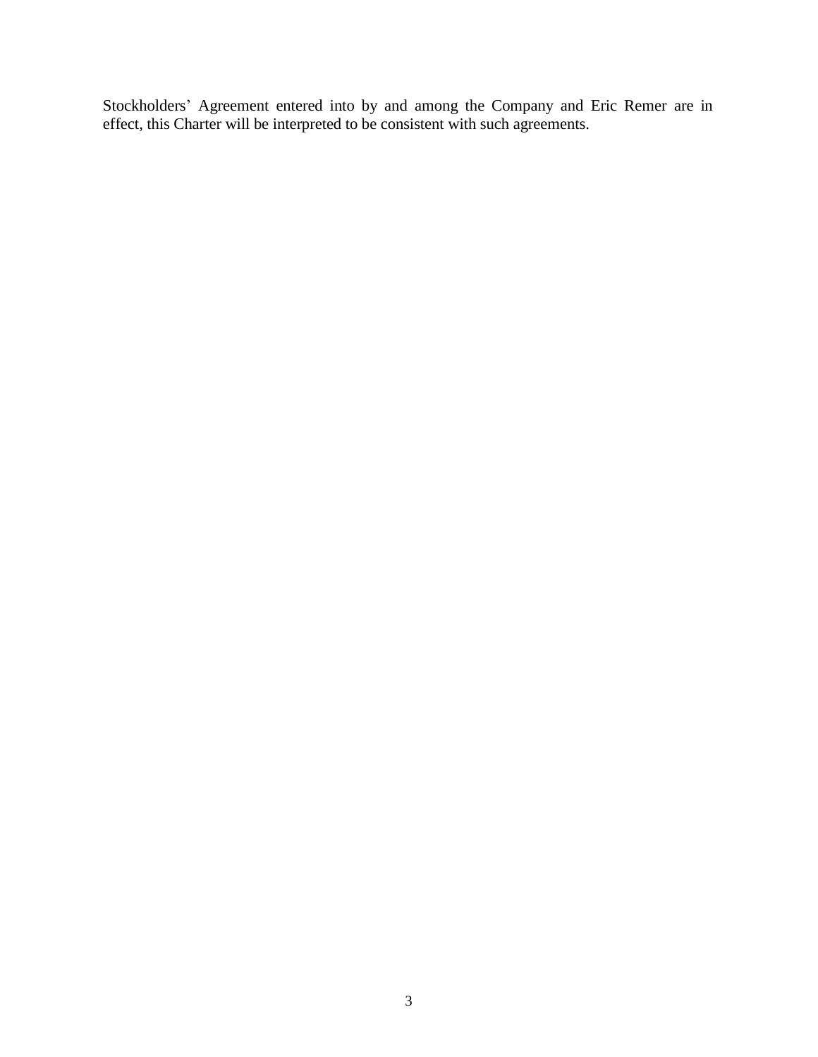Stockholders' Agreement entered into by and among the Company and Eric Remer are in effect, this Charter will be interpreted to be consistent with such agreements.